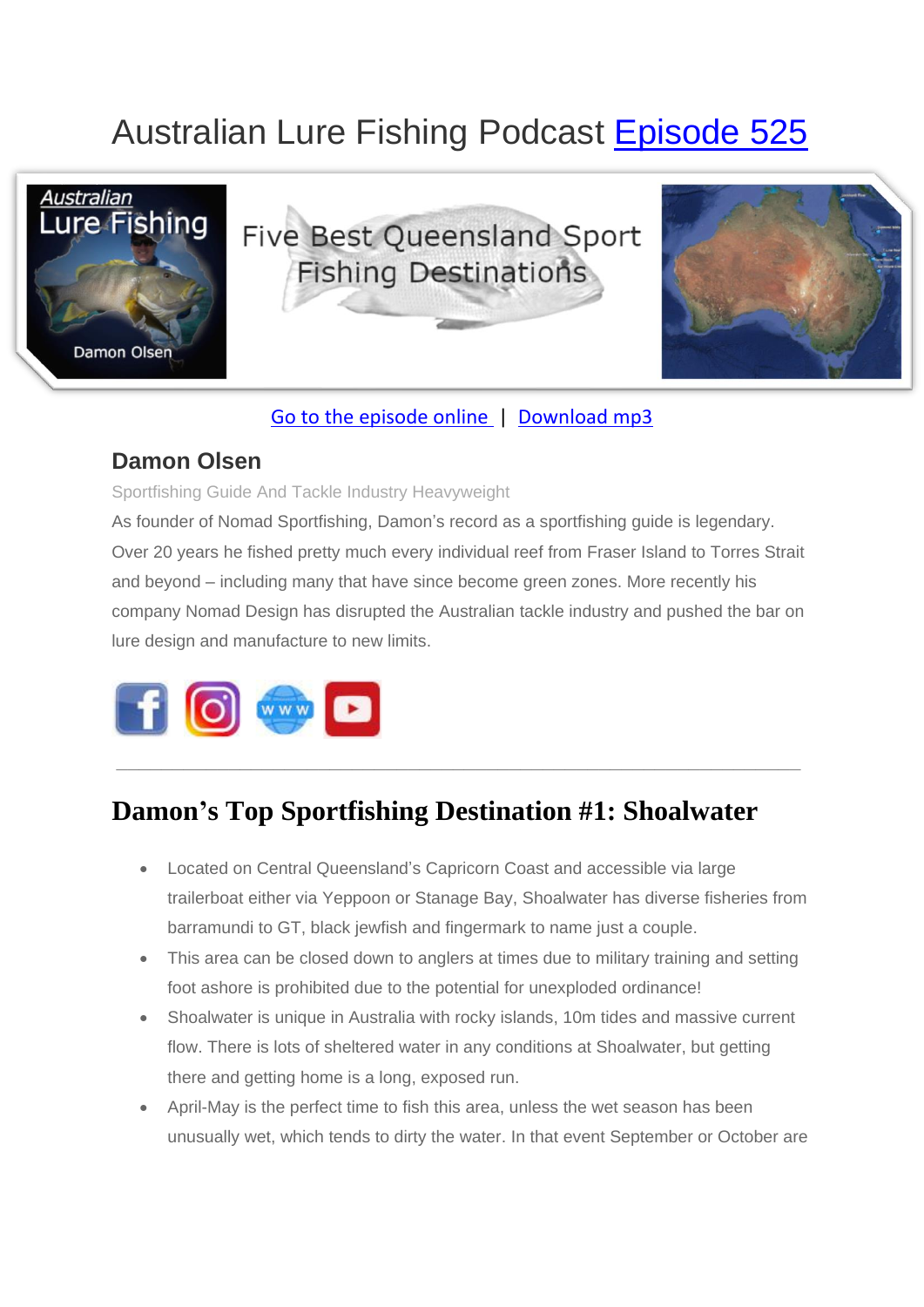# Australian Lure Fishing Podcast Episode 525

Go to the episode online | Download mp3

## Damon Olsen

Sportfishing Guide And Tackle Industry Heavyweight

As founder of Nomad Sportfishing, Damon's record as a sportfishing guide is legendary. Over 20 years he fished pretty much every individual reef from Fraser Island to Torres Strait and beyond – including many that have since become green zones. More recently his company Nomad Design has disrupted the Australian tackle industry and pushed the bar on lure design and manufacture to new limits.

---

## Damon's Top Sportfishing Destination #1: Shoalwater

- Located on Central Queensland's Capricorn Coast and accessible via large trailerboat either via Yeppoon or Stanage Bay, Shoalwater has diverse fisheries from barramundi to GT, black jewfish and fingermark to name just a couple.
- This area can be closed down to anglers at times due to military training and setting foot ashore is prohibited due to the potential for unexploded ordinance!
- Shoalwater is unique in Australia with rocky islands, 10m tides and massive current flow. There is lots of sheltered water in any conditions at Shoalwater, but getting there and getting home is a long, exposed run.
- April-May is the perfect time to fish this area, unless the wet season has been unusually wet, which tends to dirty the water. In that event September or October are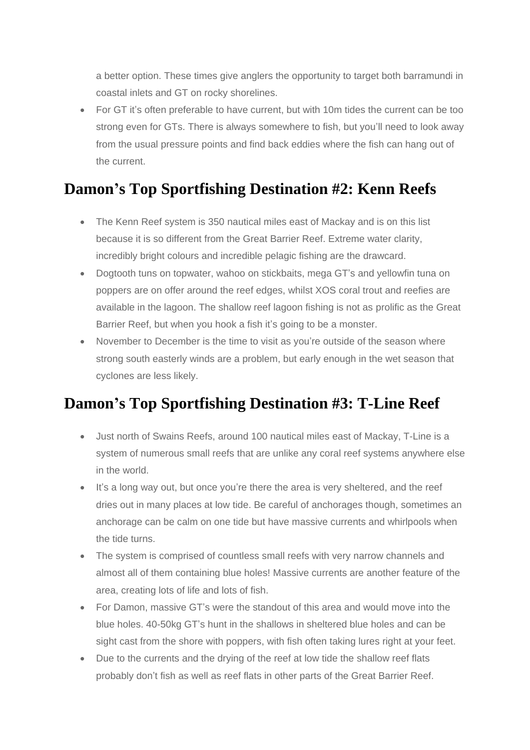a better option. These times give anglers the opportunity to target both barramundi in coastal inlets and GT on rocky shorelines.

- For GT it's often preferable to have current, but with 10m tides the current can be too strong even for GTs. There is always somewhere to fish, but you'll need to look away from the usual pressure points and find back eddies where the fish can hang out of the current.

## Damon's Top Sportfishing Destination #2: Kenn Reefs

- The Kenn Reef system is 350 nautical miles east of Mackay and is on this list because it is so different from the Great Barrier Reef. Extreme water clarity, incredibly bright colours and incredible pelagic fishing are the drawcard.
- Dogtooth tuns on topwater, wahoo on stickbaits, mega GT's and yellowfin tuna on poppers are on offer around the reef edges, whilst XOS coral trout and reefies are available in the lagoon. The shallow reef lagoon fishing is not as prolific as the Great Barrier Reef, but when you hook a fish it's going to be a monster.
- November to December is the time to visit as you're outside of the season where strong south easterly winds are a problem, but early enough in the wet season that cyclones are less likely.

## Damon's Top Sportfishing Destination #3: T-Line Reef

- Just north of Swains Reefs, around 100 nautical miles east of Mackay, T-Line is a system of numerous small reefs that are unlike any coral reef systems anywhere else in the world.
- It's a long way out, but once you're there the area is very sheltered, and the reef dries out in many places at low tide. Be careful of anchorages though, sometimes an anchorage can be calm on one tide but have massive currents and whirlpools when the tide turns.
- The system is comprised of countless small reefs with very narrow channels and almost all of them containing blue holes! Massive currents are another feature of the area, creating lots of life and lots of fish.
- For Damon, massive GT's were the standout of this area and would move into the blue holes. 40-50kg GT's hunt in the shallows in sheltered blue holes and can be sight cast from the shore with poppers, with fish often taking lures right at your feet.
- Due to the currents and the drying of the reef at low tide the shallow reef flats probably don't fish as well as reef flats in other parts of the Great Barrier Reef.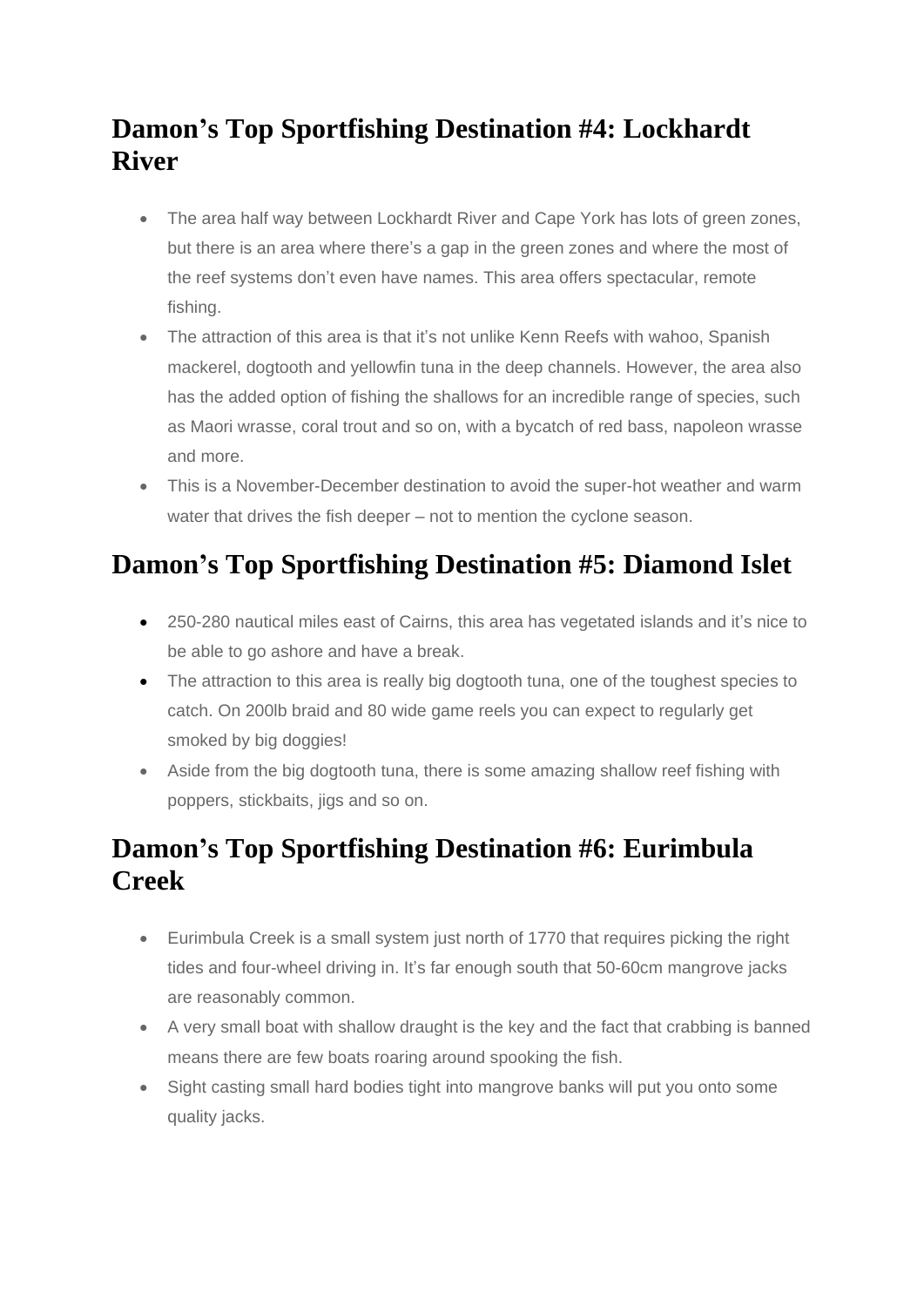## Damon's Top Sportfishing Destination #4: Lockhardt River

- The area half way between Lockhardt River and Cape York has lots of green zones, but there is an area where there's a gap in the green zones and where the most of the reef systems don't even have names. This area offers spectacular, remote fishing.
- The attraction of this area is that it's not unlike Kenn Reefs with wahoo, Spanish mackerel, dogtooth and yellowfin tuna in the deep channels. However, the area also has the added option of fishing the shallows for an incredible range of species, such as Maori wrasse, coral trout and so on, with a bycatch of red bass, napoleon wrasse and more.
- This is a November-December destination to avoid the super-hot weather and warm water that drives the fish deeper – not to mention the cyclone season.

## Damon's Top Sportfishing Destination #5: Diamond Islet

- 250-280 nautical miles east of Cairns, this area has vegetated islands and it's nice to be able to go ashore and have a break.
- The attraction to this area is really big dogtooth tuna, one of the toughest species to catch. On 200lb braid and 80 wide game reels you can expect to regularly get smoked by big doggies!
- Aside from the big dogtooth tuna, there is some amazing shallow reef fishing with poppers, stickbaits, jigs and so on.

## Damon's Top Sportfishing Destination #6: Eurimbula Creek

- Eurimbula Creek is a small system just north of 1770 that requires picking the right tides and four-wheel driving in. It's far enough south that 50-60cm mangrove jacks are reasonably common.
- A very small boat with shallow draught is the key and the fact that crabbing is banned means there are few boats roaring around spooking the fish.
- Sight casting small hard bodies tight into mangrove banks will put you onto some quality jacks.